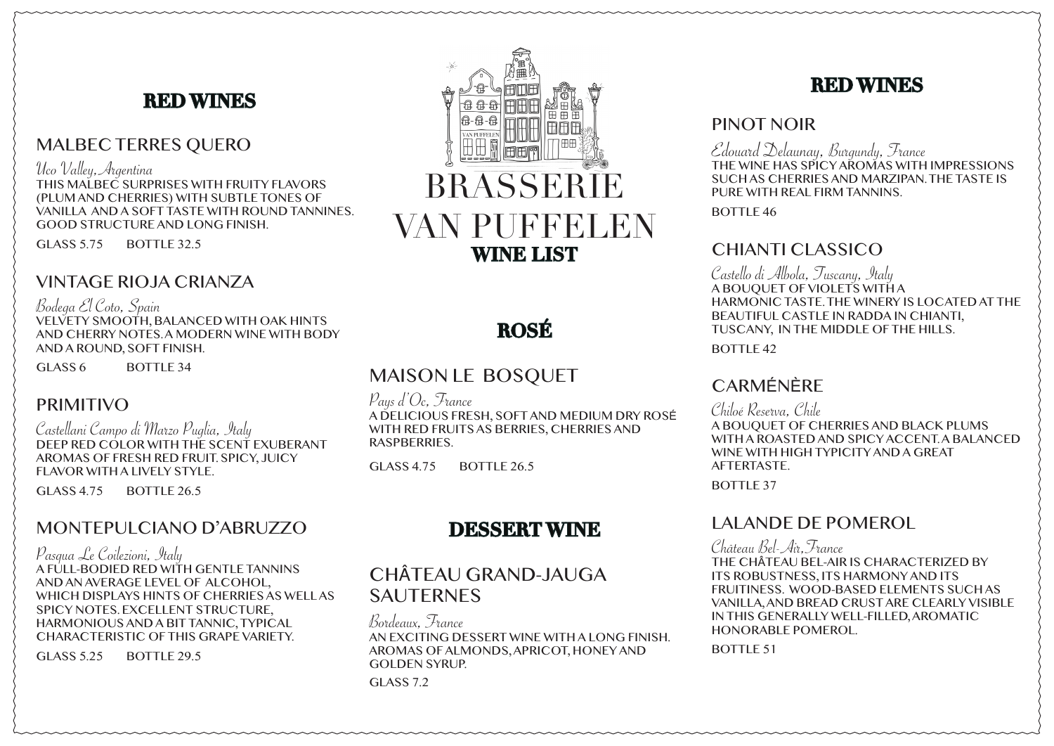# BRASSERIE VAN PUFFELEN

## WINE LIST

## RED WINES

### MALBEC TERRES QUERO

*Uco Valley, Argentina*

THIS MALBEC SURPRISES WITH FRUITY FLAVORS (PLUM AND CHERRIES) WITH SUBTLE TONES OF VANILLA AND A SOFT TASTE WITH ROUND TANNINES. GOOD STRUCTURE AND LONG FINISH.

GLASS 5.75 BOTTLE 32.5

### VINTAGE RIOJA CRIANZA

*Bodega El Coto, Spain*

VELVETY SMOOTH, BALANCED WITH OAK HINTS AND CHERRY NOTES. A MODERN WINE WITH BODY AND A ROUND, SOFT FINISH.

GLASS 6 BOTTLE 34

### PRIMITIVO

*Castellani Campo di Marzo Puglia, Italy*

DEEP RED COLOR WITH THE SCENT EXUBERANT AROMAS OF FRESH RED FRUIT. SPICY, JUICY FLAVOR WITH A LIVELY STYLE.

GLASS 4.75 BOTTLE 26.5

### MONTEPULCIANO D'ABRUZZO

*Pasqua Le Coilezioni, Italy*

A FULL-BODIED RED WITH GENTLE TANNINS AND AN AVERAGE LEVEL OF ALCOHOL, WHICH DISPLAYS HINTS OF CHERRIES AS WELL AS SPICY NOTES. EXCELLENT STRUCTURE, HARMONIOUS AND A BIT TANNIC, TYPICAL CHARACTERISTIC OF THIS GRAPE VARIETY.

GLASS 5.25 BOTTLE 29.5

## ROSÉ

### MAISON LE BOSQUET

*Pays d'Oc, France*

A DELICIOUS FRESH, SOFT AND MEDIUM DRY ROSÉ WITH RED FRUITS AS BERRIES, CHERRIES AND RASPBERRIES.

GLASS 4.75 BOTTLE 26.5

## DESSERT WINE

### CHÂTEAU GRAND-JAUGA SAUTERNES

*Bordeaux, France*

AN EXCITING DESSERT WINE WITH A LONG FINISH. AROMAS OF ALMONDS, APRICOT, HONEY AND GOLDEN SYRUP.

GLASS 7.2

## RED WINES

### PINOT NOIR

*Edouard Delaunay, Burgundy, France*

THE WINE HAS SPICY AROMAS WITH IMPRESSIONS SUCH AS CHERRIES AND MARZIPAN. THE TASTE IS PURE WITH REAL FIRM TANNINS.

BOTTLE 46

### CHIANTI CLASSICO

*Castello di Albola, Tuscany, Italy*

A BOUQUET OF VIOLETS WITH A HARMONIC TASTE. THE WINERY IS LOCATED AT THE BEAUTIFUL CASTLE IN RADDA IN CHIANTI, TUSCANY, IN THE MIDDLE OF THE HILLS.

BOTTLE 42

### CARMÉNÈRE

*Chiloé Reserva, Chile*

A BOUQUET OF CHERRIES AND BLACK PLUMS WITH A ROASTED AND SPICY ACCENT. A BALANCED WINE WITH HIGH TYPICITY AND A GREAT AFTERTASTE.

BOTTLE 37

### LALANDE DE POMEROL

*Château Bel-Air, France*

THE CHÂTEAU BEL-AIR IS CHARACTERIZED BY ITS ROBUSTNESS, ITS HARMONY AND ITS FRUITINESS. WOOD-BASED ELEMENTS SUCH AS VANILLA, AND BREAD CRUST ARE CLEARLY VISIBLE IN THIS GENERALLY WELL-FILLED, AROMATIC HONORABLE POMEROL.

BOTTLE 51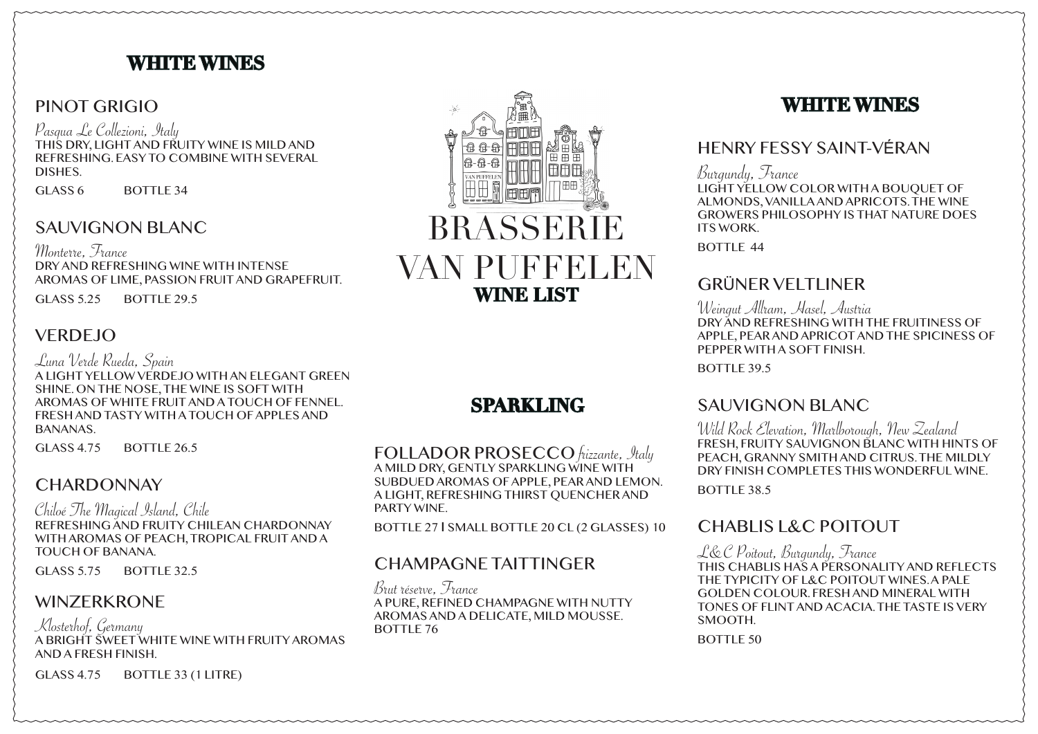# BRASSERIE VAN PUFFELEN

## WINE LIST

## WHITE WINES

### PINOT GRIGIO

*Pasqua Le Collezioni, Italy*

THIS DRY, LIGHT AND FRUITY WINE IS MILD AND REFRESHING. EASY TO COMBINE WITH SEVERAL DISHES.

GLASS 6 BOTTLE 34

### SAUVIGNON BLANC

*Monterre, France*

DRY AND REFRESHING WINE WITH INTENSE AROMAS OF LIME, PASSION FRUIT AND GRAPEFRUIT.

GLASS 5.25 BOTTLE 29.5

### VERDEJO

*Luna Verde Rueda, Spain*

A LIGHT YELLOW VERDEJO WITH AN ELEGANT GREEN SHINE. ON THE NOSE, THE WINE IS SOFT WITH AROMAS OF WHITE FRUIT AND A TOUCH OF FENNEL. FRESH AND TASTY WITH A TOUCH OF APPLES AND BANANAS.

GLASS 4.75 BOTTLE 26.5

### CHARDONNAY

*Chiloé The Magical Island, Chile*

REFRESHING AND FRUITY CHILEAN CHARDONNAY WITH AROMAS OF PEACH, TROPICAL FRUIT AND A TOUCH OF BANANA.

GLASS 5.75 BOTTLE 32.5

### WINZERKRONE

*Klosterhof, Germany*

A BRIGHT SWEET WHITE WINE WITH FRUITY AROMAS AND A FRESH FINISH.

GLASS 4.75 BOTTLE 33 (1 LITRE)

## SPARKLING

### FOLLADOR PROSECCO *frizzante, Italy*

A MILD DRY, GENTLY SPARKLING WINE WITH SUBDUED AROMAS OF APPLE, PEAR AND LEMON. A LIGHT, REFRESHING THIRST QUENCHER AND PARTY WINE.

BOTTLE 27 I SMALL BOTTLE 20 CL (2 GLASSES) 10

### CHAMPAGNE TAITTINGER

*Brut réserve, France*

A PURE, REFINED CHAMPAGNE WITH NUTTY AROMAS AND A DELICATE, MILD MOUSSE.

BOTTLE 76

## WHITE WINES

### HENRY FESSY SAINT-VÉRAN

*Burgundy, France*

LIGHT YELLOW COLOR WITH A BOUQUET OF ALMONDS, VANILLA AND APRICOTS. THE WINE GROWERS PHILOSOPHY IS THAT NATURE DOES ITS WORK.

BOTTLE 44

### GRÜNER VELTLINER

*Weingut Allram, Hasel, Austria*

DRY AND REFRESHING WITH THE FRUITINESS OF APPLE, PEAR AND APRICOT AND THE SPICINESS OF PEPPER WITH A SOFT FINISH.

BOTTLE 39.5

### SAUVIGNON BLANC

*Wild Rock Elevation, Marlborough, New Zealand*

FRESH, FRUITY SAUVIGNON BLANC WITH HINTS OF PEACH, GRANNY SMITH AND CITRUS. THE MILDLY DRY FINISH COMPLETES THIS WONDERFUL WINE.

BOTTLE 38.5

### CHABLIS L&C POITOUT

*L&C Poitout, Burgundy, France*

THIS CHABLIS HAS A PERSONALITY AND REFLECTS THE TYPICITY OF L&C POITOUT WINES. A PALE GOLDEN COLOUR. FRESH AND MINERAL WITH TONES OF FLINT AND ACACIA. THE TASTE IS VERY SMOOTH.

BOTTLE 50